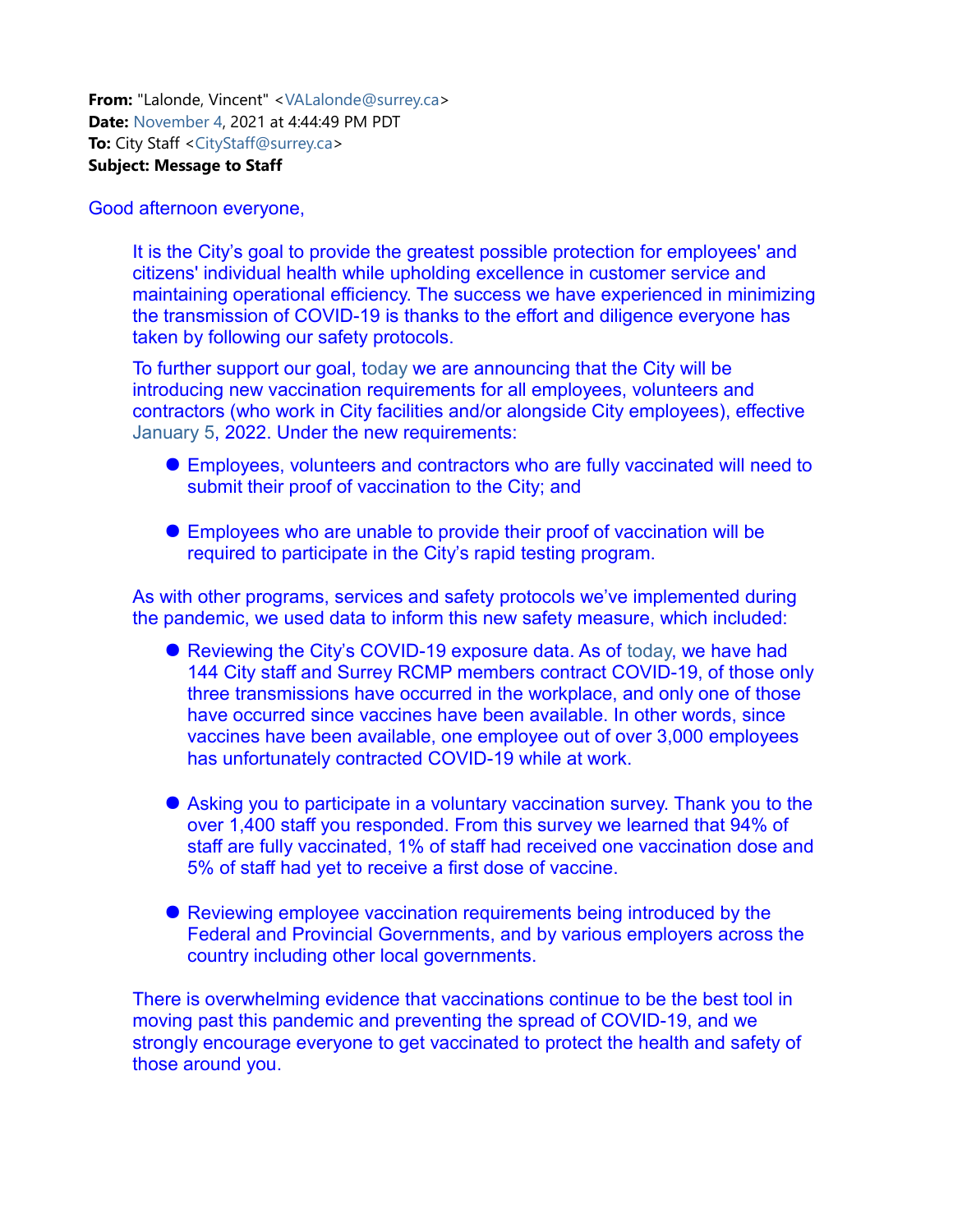**From:** "Lalonde, Vincent" <VALalonde@surrey.ca>
**Date:** November 4, 2021 at 4:44:49 PM PDT
**To:** City Staff <CityStaff@surrey.ca>
**Subject: Message to Staff**

Good afternoon everyone,

It is the City's goal to provide the greatest possible protection for employees' and citizens' individual health while upholding excellence in customer service and maintaining operational efficiency. The success we have experienced in minimizing the transmission of COVID-19 is thanks to the effort and diligence everyone has taken by following our safety protocols.

To further support our goal, today we are announcing that the City will be introducing new vaccination requirements for all employees, volunteers and contractors (who work in City facilities and/or alongside City employees), effective January 5, 2022. Under the new requirements:

- Employees, volunteers and contractors who are fully vaccinated will need to submit their proof of vaccination to the City; and
- Employees who are unable to provide their proof of vaccination will be required to participate in the City's rapid testing program.

As with other programs, services and safety protocols we've implemented during the pandemic, we used data to inform this new safety measure, which included:

- Reviewing the City's COVID-19 exposure data. As of today, we have had 144 City staff and Surrey RCMP members contract COVID-19, of those only three transmissions have occurred in the workplace, and only one of those have occurred since vaccines have been available. In other words, since vaccines have been available, one employee out of over 3,000 employees has unfortunately contracted COVID-19 while at work.
- Asking you to participate in a voluntary vaccination survey. Thank you to the over 1,400 staff you responded. From this survey we learned that 94% of staff are fully vaccinated, 1% of staff had received one vaccination dose and 5% of staff had yet to receive a first dose of vaccine.
- Reviewing employee vaccination requirements being introduced by the Federal and Provincial Governments, and by various employers across the country including other local governments.

There is overwhelming evidence that vaccinations continue to be the best tool in moving past this pandemic and preventing the spread of COVID-19, and we strongly encourage everyone to get vaccinated to protect the health and safety of those around you.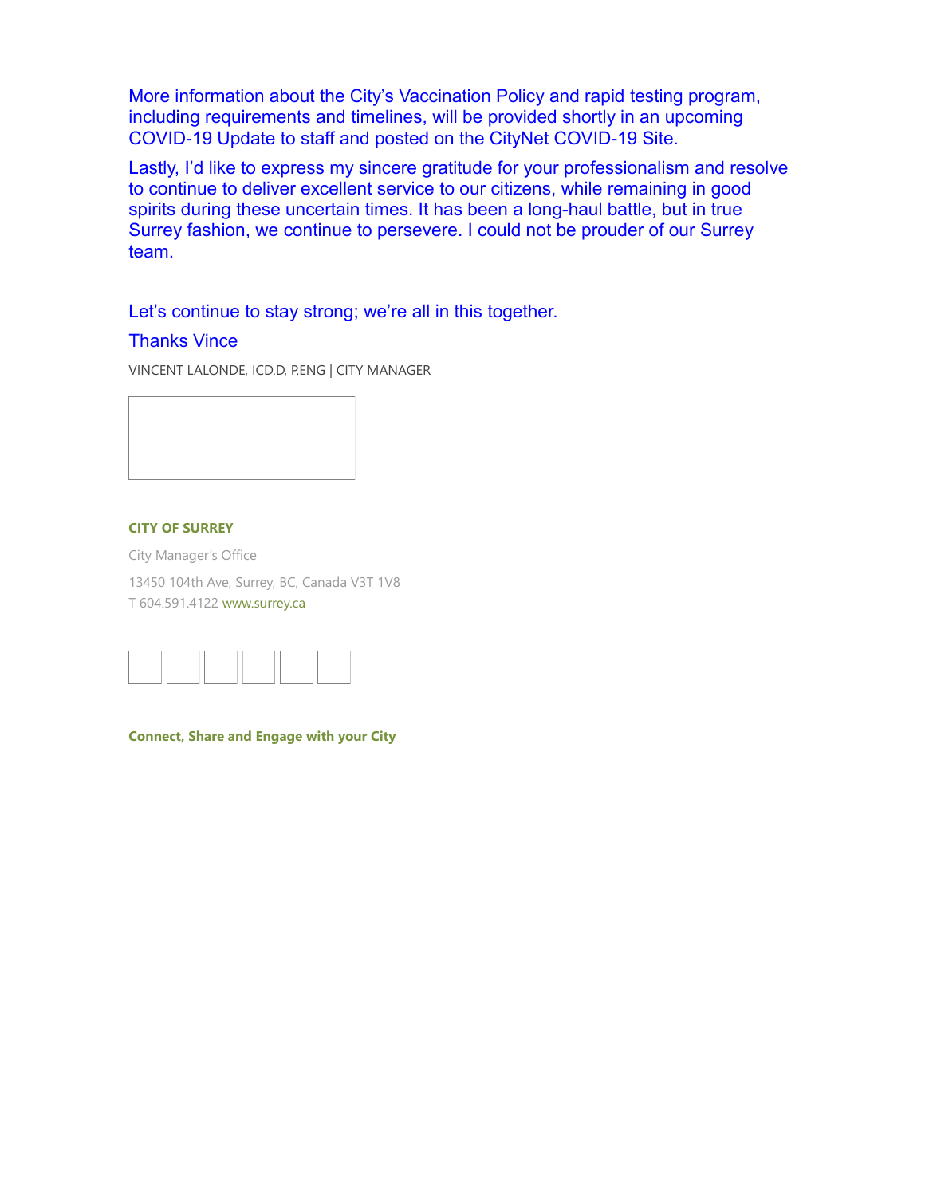More information about the City's Vaccination Policy and rapid testing program, including requirements and timelines, will be provided shortly in an upcoming COVID-19 Update to staff and posted on the CityNet COVID-19 Site.

Lastly, I'd like to express my sincere gratitude for your professionalism and resolve to continue to deliver excellent service to our citizens, while remaining in good spirits during these uncertain times. It has been a long-haul battle, but in true Surrey fashion, we continue to persevere. I could not be prouder of our Surrey team.

Let's continue to stay strong; we're all in this together.

Thanks Vince

VINCENT LALONDE, ICD.D, P.ENG | CITY MANAGER

**CITY OF SURREY**

City Manager's Office

13450 104th Ave, Surrey, BC, Canada V3T 1V8
T 604.591.4122 www.surrey.ca

**Connect, Share and Engage with your City**